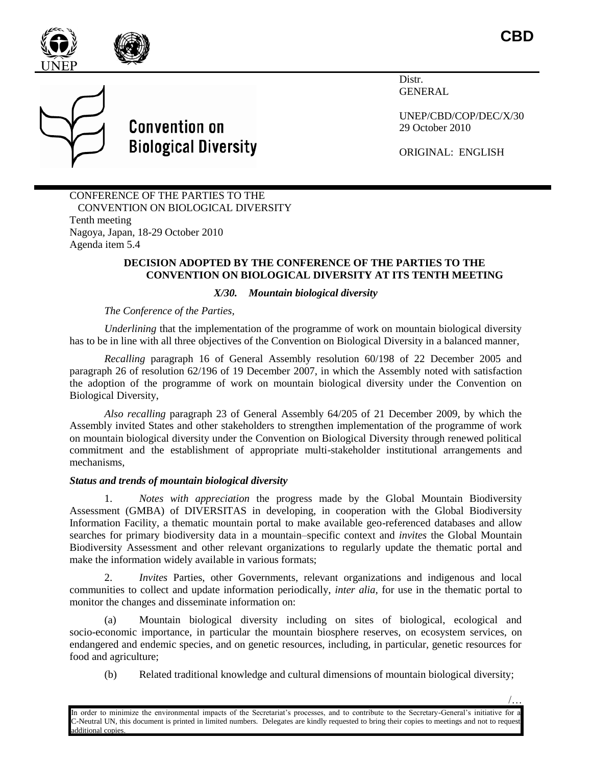CBD

Distr.
GENERAL

UNEP/CBD/COP/DEC/X/30
29 October 2010

ORIGINAL: ENGLISH

**Convention on Biological Diversity**

CONFERENCE OF THE PARTIES TO THE CONVENTION ON BIOLOGICAL DIVERSITY
Tenth meeting
Nagoya, Japan, 18-29 October 2010
Agenda item 5.4

**DECISION ADOPTED BY THE CONFERENCE OF THE PARTIES TO THE CONVENTION ON BIOLOGICAL DIVERSITY AT ITS TENTH MEETING**

***X/30. Mountain biological diversity***

*The Conference of the Parties,*

*Underlining* that the implementation of the programme of work on mountain biological diversity has to be in line with all three objectives of the Convention on Biological Diversity in a balanced manner,

*Recalling* paragraph 16 of General Assembly resolution 60/198 of 22 December 2005 and paragraph 26 of resolution 62/196 of 19 December 2007, in which the Assembly noted with satisfaction the adoption of the programme of work on mountain biological diversity under the Convention on Biological Diversity,

*Also recalling* paragraph 23 of General Assembly 64/205 of 21 December 2009, by which the Assembly invited States and other stakeholders to strengthen implementation of the programme of work on mountain biological diversity under the Convention on Biological Diversity through renewed political commitment and the establishment of appropriate multi-stakeholder institutional arrangements and mechanisms,

***Status and trends of mountain biological diversity***

1. *Notes with appreciation* the progress made by the Global Mountain Biodiversity Assessment (GMBA) of DIVERSITAS in developing, in cooperation with the Global Biodiversity Information Facility, a thematic mountain portal to make available geo-referenced databases and allow searches for primary biodiversity data in a mountain–specific context and *invites* the Global Mountain Biodiversity Assessment and other relevant organizations to regularly update the thematic portal and make the information widely available in various formats;

2. *Invites* Parties, other Governments, relevant organizations and indigenous and local communities to collect and update information periodically, *inter alia,* for use in the thematic portal to monitor the changes and disseminate information on:

(a) Mountain biological diversity including on sites of biological, ecological and socio-economic importance, in particular the mountain biosphere reserves, on ecosystem services, on endangered and endemic species, and on genetic resources, including, in particular, genetic resources for food and agriculture;

(b) Related traditional knowledge and cultural dimensions of mountain biological diversity;

In order to minimize the environmental impacts of the Secretariat's processes, and to contribute to the Secretary-General's initiative for a C-Neutral UN, this document is printed in limited numbers. Delegates are kindly requested to bring their copies to meetings and not to request additional copies.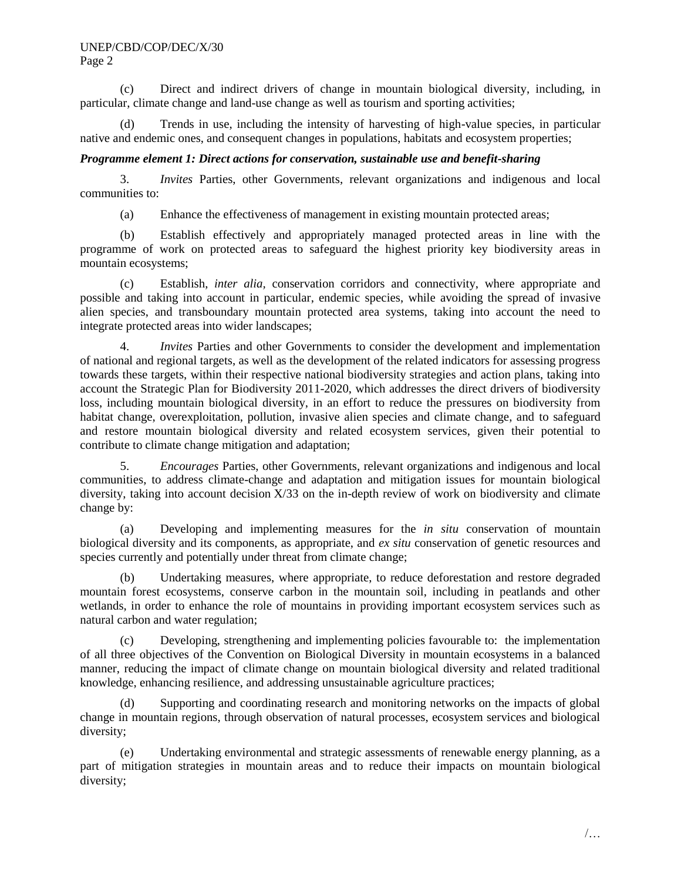(c) Direct and indirect drivers of change in mountain biological diversity, including, in particular, climate change and land-use change as well as tourism and sporting activities;

(d) Trends in use, including the intensity of harvesting of high-value species, in particular native and endemic ones, and consequent changes in populations, habitats and ecosystem properties;

***Programme element 1: Direct actions for conservation, sustainable use and benefit-sharing***

3. *Invites* Parties, other Governments, relevant organizations and indigenous and local communities to:

(a) Enhance the effectiveness of management in existing mountain protected areas;

(b) Establish effectively and appropriately managed protected areas in line with the programme of work on protected areas to safeguard the highest priority key biodiversity areas in mountain ecosystems;

(c) Establish, *inter alia*, conservation corridors and connectivity, where appropriate and possible and taking into account in particular, endemic species, while avoiding the spread of invasive alien species, and transboundary mountain protected area systems, taking into account the need to integrate protected areas into wider landscapes;

4. *Invites* Parties and other Governments to consider the development and implementation of national and regional targets, as well as the development of the related indicators for assessing progress towards these targets, within their respective national biodiversity strategies and action plans, taking into account the Strategic Plan for Biodiversity 2011-2020, which addresses the direct drivers of biodiversity loss, including mountain biological diversity, in an effort to reduce the pressures on biodiversity from habitat change, overexploitation, pollution, invasive alien species and climate change, and to safeguard and restore mountain biological diversity and related ecosystem services, given their potential to contribute to climate change mitigation and adaptation;

5. *Encourages* Parties, other Governments, relevant organizations and indigenous and local communities, to address climate-change and adaptation and mitigation issues for mountain biological diversity, taking into account decision X/33 on the in-depth review of work on biodiversity and climate change by:

(a) Developing and implementing measures for the *in situ* conservation of mountain biological diversity and its components, as appropriate, and *ex situ* conservation of genetic resources and species currently and potentially under threat from climate change;

(b) Undertaking measures, where appropriate, to reduce deforestation and restore degraded mountain forest ecosystems, conserve carbon in the mountain soil, including in peatlands and other wetlands, in order to enhance the role of mountains in providing important ecosystem services such as natural carbon and water regulation;

(c) Developing, strengthening and implementing policies favourable to: the implementation of all three objectives of the Convention on Biological Diversity in mountain ecosystems in a balanced manner, reducing the impact of climate change on mountain biological diversity and related traditional knowledge, enhancing resilience, and addressing unsustainable agriculture practices;

(d) Supporting and coordinating research and monitoring networks on the impacts of global change in mountain regions, through observation of natural processes, ecosystem services and biological diversity;

(e) Undertaking environmental and strategic assessments of renewable energy planning, as a part of mitigation strategies in mountain areas and to reduce their impacts on mountain biological diversity;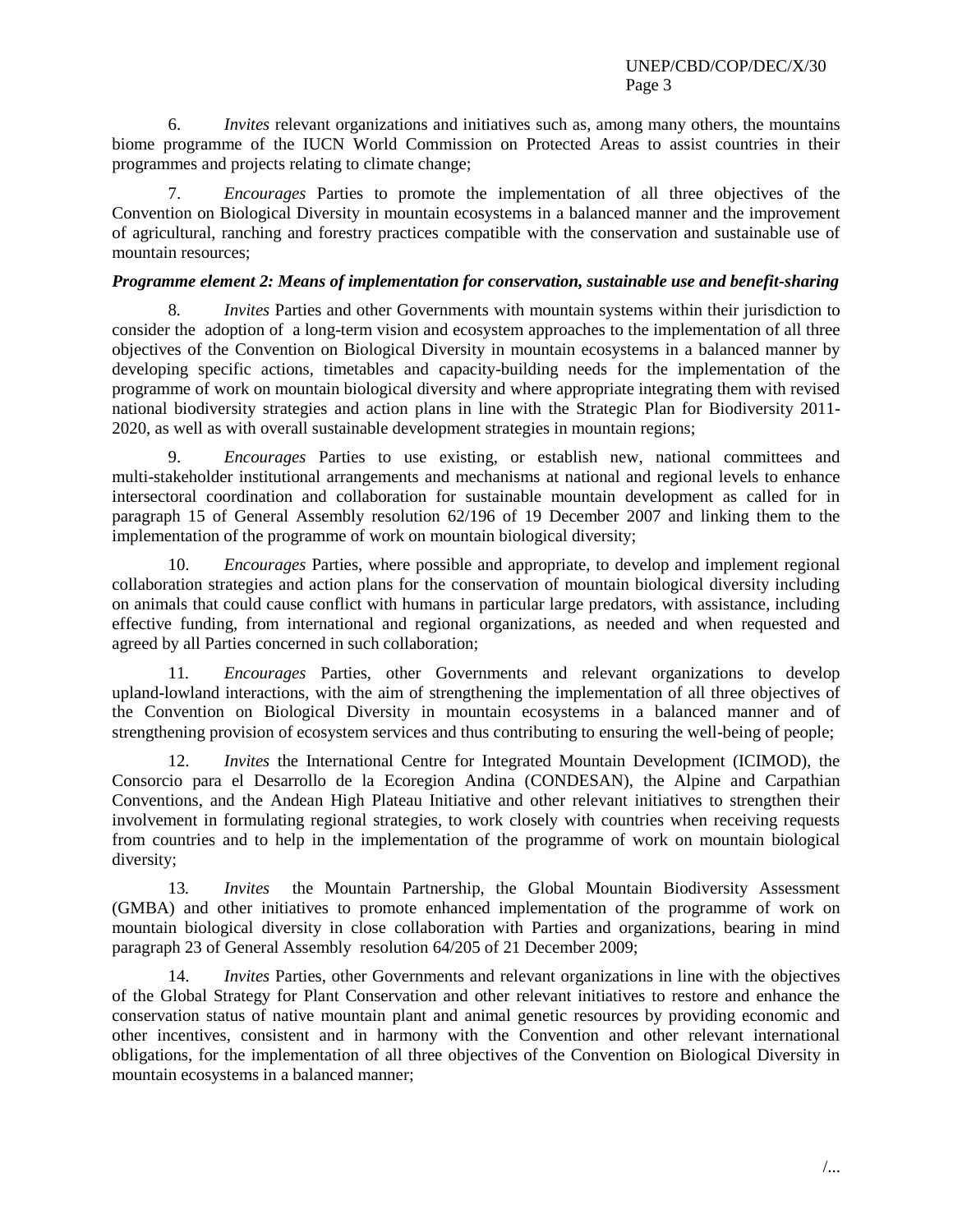6. *Invites* relevant organizations and initiatives such as, among many others, the mountains biome programme of the IUCN World Commission on Protected Areas to assist countries in their programmes and projects relating to climate change;

7. *Encourages* Parties to promote the implementation of all three objectives of the Convention on Biological Diversity in mountain ecosystems in a balanced manner and the improvement of agricultural, ranching and forestry practices compatible with the conservation and sustainable use of mountain resources;

***Programme element 2: Means of implementation for conservation, sustainable use and benefit-sharing***

8. *Invites* Parties and other Governments with mountain systems within their jurisdiction to consider the adoption of a long-term vision and ecosystem approaches to the implementation of all three objectives of the Convention on Biological Diversity in mountain ecosystems in a balanced manner by developing specific actions, timetables and capacity-building needs for the implementation of the programme of work on mountain biological diversity and where appropriate integrating them with revised national biodiversity strategies and action plans in line with the Strategic Plan for Biodiversity 2011-2020, as well as with overall sustainable development strategies in mountain regions;

9. *Encourages* Parties to use existing, or establish new, national committees and multi-stakeholder institutional arrangements and mechanisms at national and regional levels to enhance intersectoral coordination and collaboration for sustainable mountain development as called for in paragraph 15 of General Assembly resolution 62/196 of 19 December 2007 and linking them to the implementation of the programme of work on mountain biological diversity;

10. *Encourages* Parties, where possible and appropriate, to develop and implement regional collaboration strategies and action plans for the conservation of mountain biological diversity including on animals that could cause conflict with humans in particular large predators, with assistance, including effective funding, from international and regional organizations, as needed and when requested and agreed by all Parties concerned in such collaboration;

11. *Encourages* Parties, other Governments and relevant organizations to develop upland-lowland interactions, with the aim of strengthening the implementation of all three objectives of the Convention on Biological Diversity in mountain ecosystems in a balanced manner and of strengthening provision of ecosystem services and thus contributing to ensuring the well-being of people;

12. *Invites* the International Centre for Integrated Mountain Development (ICIMOD), the Consorcio para el Desarrollo de la Ecoregion Andina (CONDESAN), the Alpine and Carpathian Conventions, and the Andean High Plateau Initiative and other relevant initiatives to strengthen their involvement in formulating regional strategies, to work closely with countries when receiving requests from countries and to help in the implementation of the programme of work on mountain biological diversity;

13. *Invites* the Mountain Partnership, the Global Mountain Biodiversity Assessment (GMBA) and other initiatives to promote enhanced implementation of the programme of work on mountain biological diversity in close collaboration with Parties and organizations, bearing in mind paragraph 23 of General Assembly resolution 64/205 of 21 December 2009;

14. *Invites* Parties, other Governments and relevant organizations in line with the objectives of the Global Strategy for Plant Conservation and other relevant initiatives to restore and enhance the conservation status of native mountain plant and animal genetic resources by providing economic and other incentives, consistent and in harmony with the Convention and other relevant international obligations, for the implementation of all three objectives of the Convention on Biological Diversity in mountain ecosystems in a balanced manner;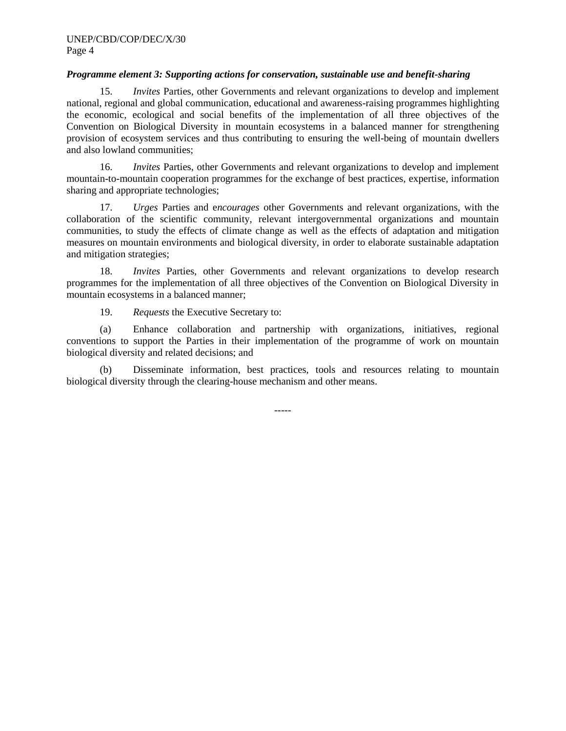***Programme element 3: Supporting actions for conservation, sustainable use and benefit-sharing***

15. *Invites* Parties, other Governments and relevant organizations to develop and implement national, regional and global communication, educational and awareness-raising programmes highlighting the economic, ecological and social benefits of the implementation of all three objectives of the Convention on Biological Diversity in mountain ecosystems in a balanced manner for strengthening provision of ecosystem services and thus contributing to ensuring the well-being of mountain dwellers and also lowland communities;

16. *Invites* Parties, other Governments and relevant organizations to develop and implement mountain-to-mountain cooperation programmes for the exchange of best practices, expertise, information sharing and appropriate technologies;

17. *Urges* Parties and e*ncourages* other Governments and relevant organizations, with the collaboration of the scientific community, relevant intergovernmental organizations and mountain communities, to study the effects of climate change as well as the effects of adaptation and mitigation measures on mountain environments and biological diversity, in order to elaborate sustainable adaptation and mitigation strategies;

18. *Invites* Parties, other Governments and relevant organizations to develop research programmes for the implementation of all three objectives of the Convention on Biological Diversity in mountain ecosystems in a balanced manner;

19. *Requests* the Executive Secretary to:

(a) Enhance collaboration and partnership with organizations, initiatives, regional conventions to support the Parties in their implementation of the programme of work on mountain biological diversity and related decisions; and

(b) Disseminate information, best practices, tools and resources relating to mountain biological diversity through the clearing-house mechanism and other means.

-----